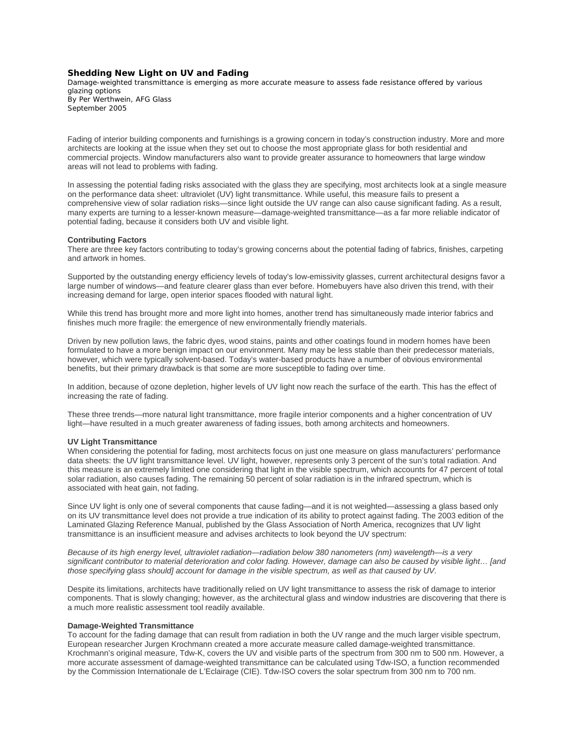# Shedding New Light on UV and Fading

*Damage-weighted transmittance is emerging as more accurate measure to assess fade resistance offered by various glazing options*
*By Per Werthwein, AFG Glass*
*September 2005*

Fading of interior building components and furnishings is a growing concern in today's construction industry. More and more architects are looking at the issue when they set out to choose the most appropriate glass for both residential and commercial projects. Window manufacturers also want to provide greater assurance to homeowners that large window areas will not lead to problems with fading.

In assessing the potential fading risks associated with the glass they are specifying, most architects look at a single measure on the performance data sheet: ultraviolet (UV) light transmittance. While useful, this measure fails to present a comprehensive view of solar radiation risks—since light outside the UV range can also cause significant fading. As a result, many experts are turning to a lesser-known measure—damage-weighted transmittance—as a far more reliable indicator of potential fading, because it considers both UV and visible light.

**Contributing Factors**

There are three key factors contributing to today's growing concerns about the potential fading of fabrics, finishes, carpeting and artwork in homes.

Supported by the outstanding energy efficiency levels of today's low-emissivity glasses, current architectural designs favor a large number of windows—and feature clearer glass than ever before. Homebuyers have also driven this trend, with their increasing demand for large, open interior spaces flooded with natural light.

While this trend has brought more and more light into homes, another trend has simultaneously made interior fabrics and finishes much more fragile: the emergence of new environmentally friendly materials.

Driven by new pollution laws, the fabric dyes, wood stains, paints and other coatings found in modern homes have been formulated to have a more benign impact on our environment. Many may be less stable than their predecessor materials, however, which were typically solvent-based. Today's water-based products have a number of obvious environmental benefits, but their primary drawback is that some are more susceptible to fading over time.

In addition, because of ozone depletion, higher levels of UV light now reach the surface of the earth. This has the effect of increasing the rate of fading.

These three trends—more natural light transmittance, more fragile interior components and a higher concentration of UV light—have resulted in a much greater awareness of fading issues, both among architects and homeowners.

**UV Light Transmittance**

When considering the potential for fading, most architects focus on just one measure on glass manufacturers' performance data sheets: the UV light transmittance level. UV light, however, represents only 3 percent of the sun's total radiation. And this measure is an extremely limited one considering that light in the visible spectrum, which accounts for 47 percent of total solar radiation, also causes fading. The remaining 50 percent of solar radiation is in the infrared spectrum, which is associated with heat gain, not fading.

Since UV light is only one of several components that cause fading—and it is not weighted—assessing a glass based only on its UV transmittance level does not provide a true indication of its ability to protect against fading. The 2003 edition of the Laminated Glazing Reference Manual, published by the Glass Association of North America, recognizes that UV light transmittance is an insufficient measure and advises architects to look beyond the UV spectrum:

*Because of its high energy level, ultraviolet radiation—radiation below 380 nanometers (nm) wavelength—is a very significant contributor to material deterioration and color fading. However, damage can also be caused by visible light… [and those specifying glass should] account for damage in the visible spectrum, as well as that caused by UV.*

Despite its limitations, architects have traditionally relied on UV light transmittance to assess the risk of damage to interior components. That is slowly changing; however, as the architectural glass and window industries are discovering that there is a much more realistic assessment tool readily available.

**Damage-Weighted Transmittance**

To account for the fading damage that can result from radiation in both the UV range and the much larger visible spectrum, European researcher Jurgen Krochmann created a more accurate measure called damage-weighted transmittance. Krochmann's original measure, Tdw-K, covers the UV and visible parts of the spectrum from 300 nm to 500 nm. However, a more accurate assessment of damage-weighted transmittance can be calculated using Tdw-ISO, a function recommended by the Commission Internationale de L'Eclairage (CIE). Tdw-ISO covers the solar spectrum from 300 nm to 700 nm.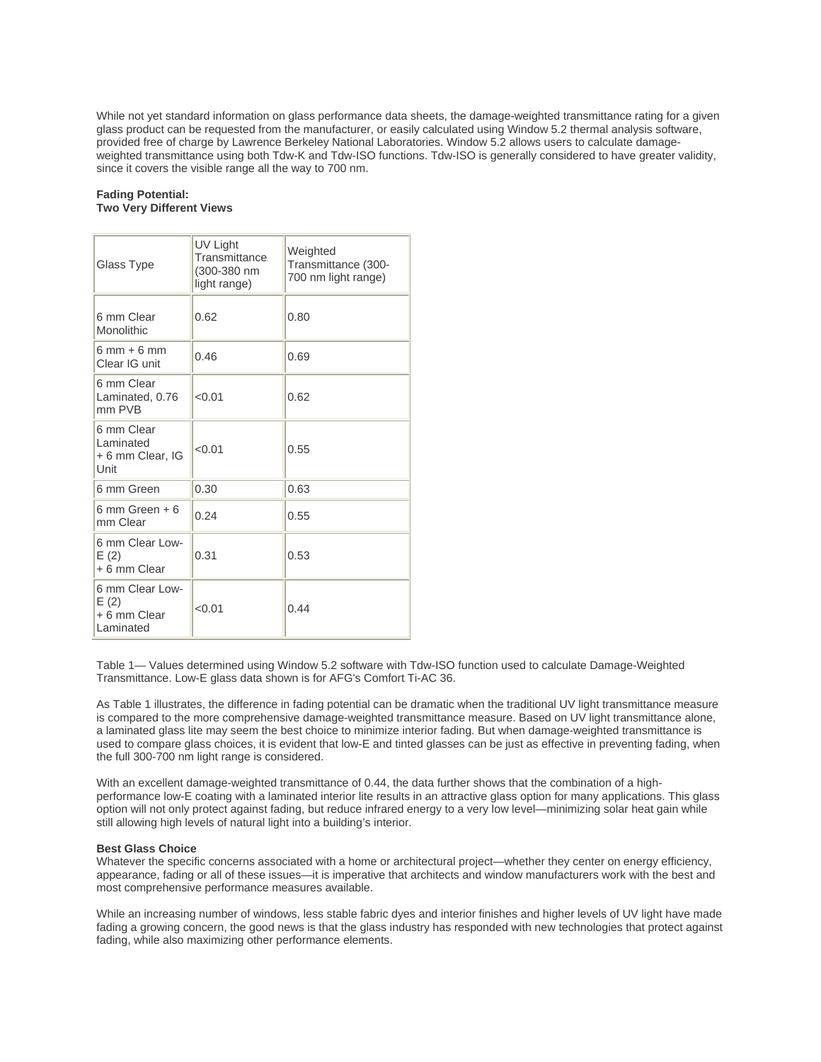While not yet standard information on glass performance data sheets, the damage-weighted transmittance rating for a given glass product can be requested from the manufacturer, or easily calculated using Window 5.2 thermal analysis software, provided free of charge by Lawrence Berkeley National Laboratories. Window 5.2 allows users to calculate damage-weighted transmittance using both Tdw-K and Tdw-ISO functions. Tdw-ISO is generally considered to have greater validity, since it covers the visible range all the way to 700 nm.

**Fading Potential:**
**Two Very Different Views**

| Glass Type | UV Light Transmittance (300-380 nm light range) | Weighted Transmittance (300-700 nm light range) |
|---|---|---|
| 6 mm Clear Monolithic | 0.62 | 0.80 |
| 6 mm + 6 mm Clear IG unit | 0.46 | 0.69 |
| 6 mm Clear Laminated, 0.76 mm PVB | <0.01 | 0.62 |
| 6 mm Clear Laminated + 6 mm Clear, IG Unit | <0.01 | 0.55 |
| 6 mm Green | 0.30 | 0.63 |
| 6 mm Green + 6 mm Clear | 0.24 | 0.55 |
| 6 mm Clear Low-E (2) + 6 mm Clear | 0.31 | 0.53 |
| 6 mm Clear Low-E (2) + 6 mm Clear Laminated | <0.01 | 0.44 |

Table 1— Values determined using Window 5.2 software with Tdw-ISO function used to calculate Damage-Weighted Transmittance. Low-E glass data shown is for AFG's Comfort Ti-AC 36.

As Table 1 illustrates, the difference in fading potential can be dramatic when the traditional UV light transmittance measure is compared to the more comprehensive damage-weighted transmittance measure. Based on UV light transmittance alone, a laminated glass lite may seem the best choice to minimize interior fading. But when damage-weighted transmittance is used to compare glass choices, it is evident that low-E and tinted glasses can be just as effective in preventing fading, when the full 300-700 nm light range is considered.

With an excellent damage-weighted transmittance of 0.44, the data further shows that the combination of a high-performance low-E coating with a laminated interior lite results in an attractive glass option for many applications. This glass option will not only protect against fading, but reduce infrared energy to a very low level—minimizing solar heat gain while still allowing high levels of natural light into a building's interior.

**Best Glass Choice**
Whatever the specific concerns associated with a home or architectural project—whether they center on energy efficiency, appearance, fading or all of these issues—it is imperative that architects and window manufacturers work with the best and most comprehensive performance measures available.

While an increasing number of windows, less stable fabric dyes and interior finishes and higher levels of UV light have made fading a growing concern, the good news is that the glass industry has responded with new technologies that protect against fading, while also maximizing other performance elements.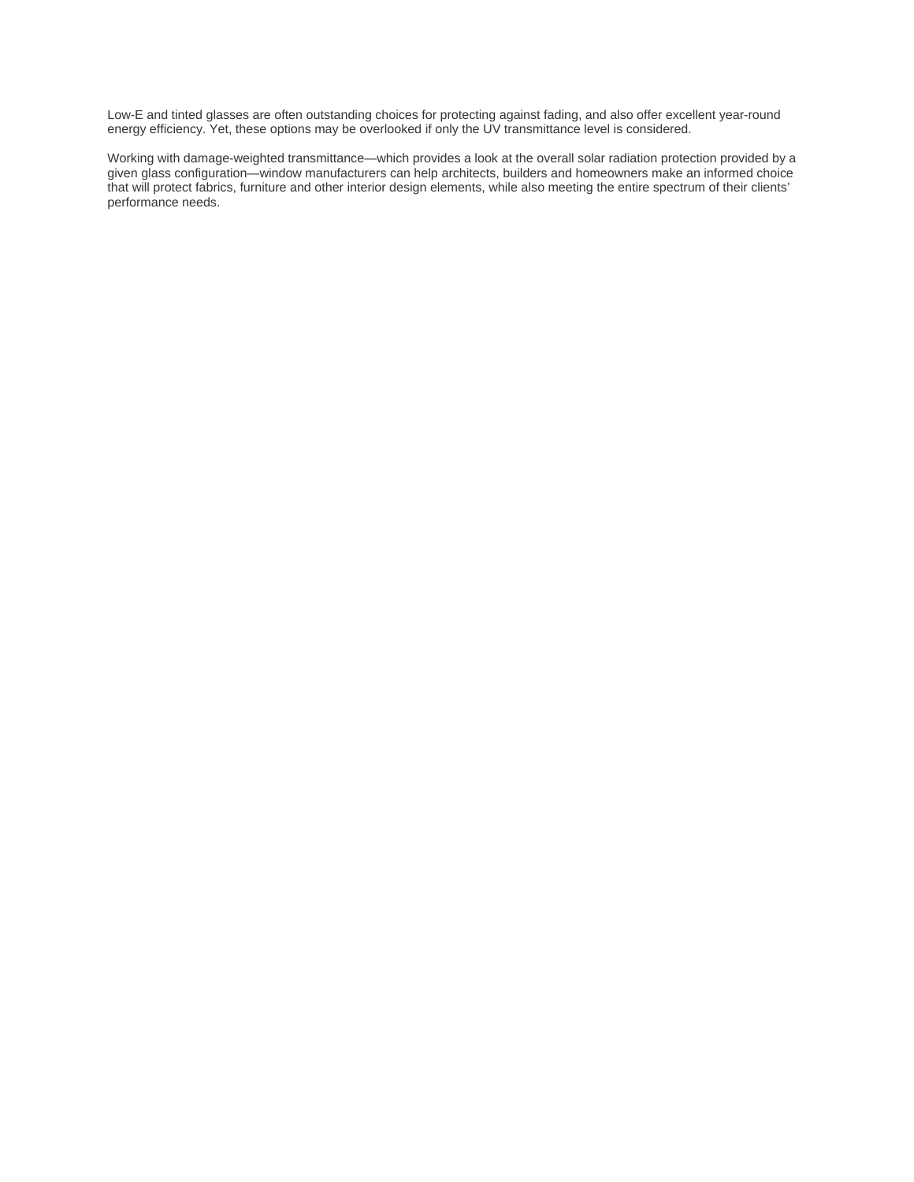Low-E and tinted glasses are often outstanding choices for protecting against fading, and also offer excellent year-round energy efficiency. Yet, these options may be overlooked if only the UV transmittance level is considered.

Working with damage-weighted transmittance—which provides a look at the overall solar radiation protection provided by a given glass configuration—window manufacturers can help architects, builders and homeowners make an informed choice that will protect fabrics, furniture and other interior design elements, while also meeting the entire spectrum of their clients' performance needs.